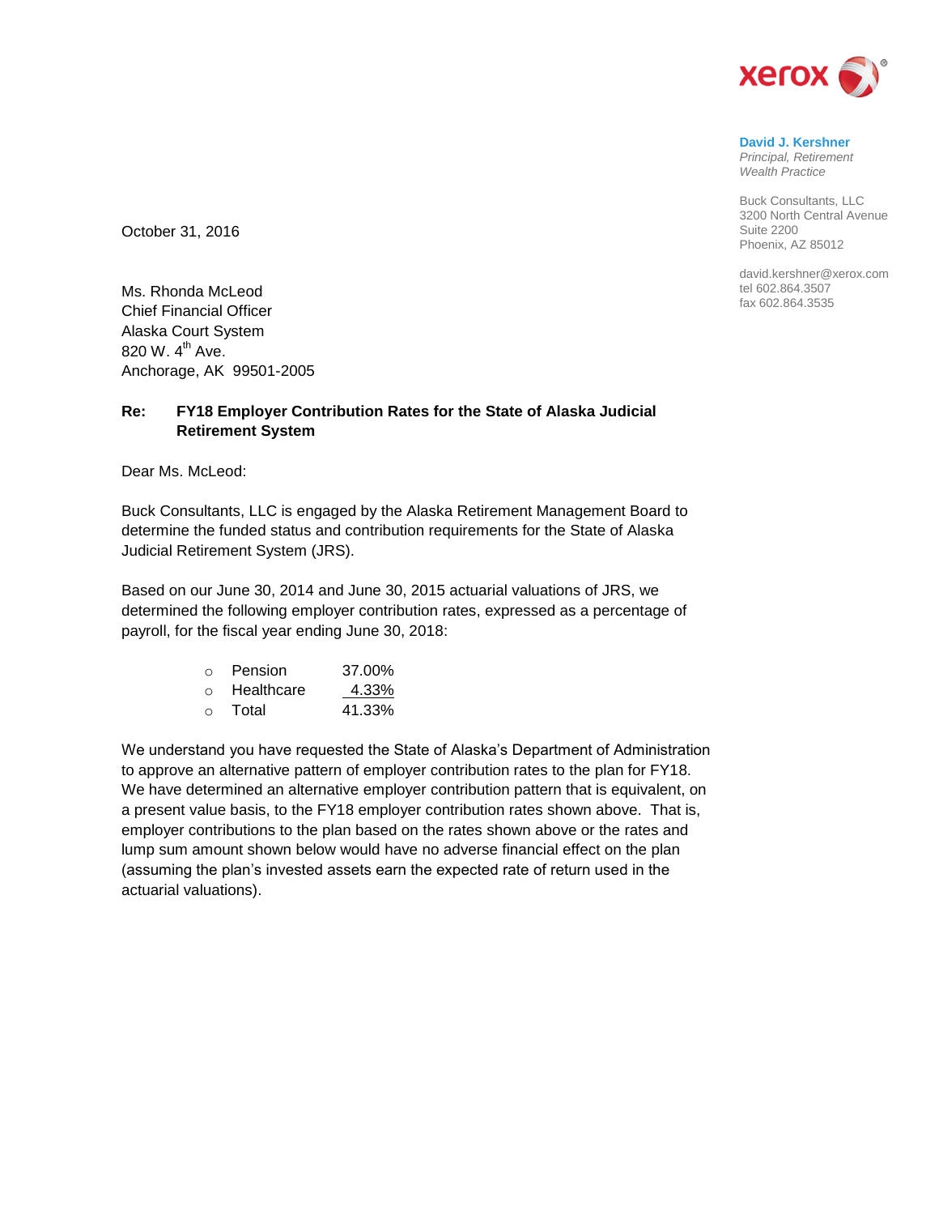**David J. Kershner**
*Principal, Retirement Wealth Practice*

Buck Consultants, LLC
3200 North Central Avenue
Suite 2200
Phoenix, AZ 85012

david.kershner@xerox.com
tel 602.864.3507
fax 602.864.3535

October 31, 2016

Ms. Rhonda McLeod
Chief Financial Officer
Alaska Court System
820 W. 4th Ave.
Anchorage, AK 99501-2005

**Re: FY18 Employer Contribution Rates for the State of Alaska Judicial Retirement System**

Dear Ms. McLeod:

Buck Consultants, LLC is engaged by the Alaska Retirement Management Board to determine the funded status and contribution requirements for the State of Alaska Judicial Retirement System (JRS).

Based on our June 30, 2014 and June 30, 2015 actuarial valuations of JRS, we determined the following employer contribution rates, expressed as a percentage of payroll, for the fiscal year ending June 30, 2018:

- Pension 37.00%
- Healthcare 4.33%
- Total 41.33%

We understand you have requested the State of Alaska's Department of Administration to approve an alternative pattern of employer contribution rates to the plan for FY18. We have determined an alternative employer contribution pattern that is equivalent, on a present value basis, to the FY18 employer contribution rates shown above. That is, employer contributions to the plan based on the rates shown above or the rates and lump sum amount shown below would have no adverse financial effect on the plan (assuming the plan's invested assets earn the expected rate of return used in the actuarial valuations).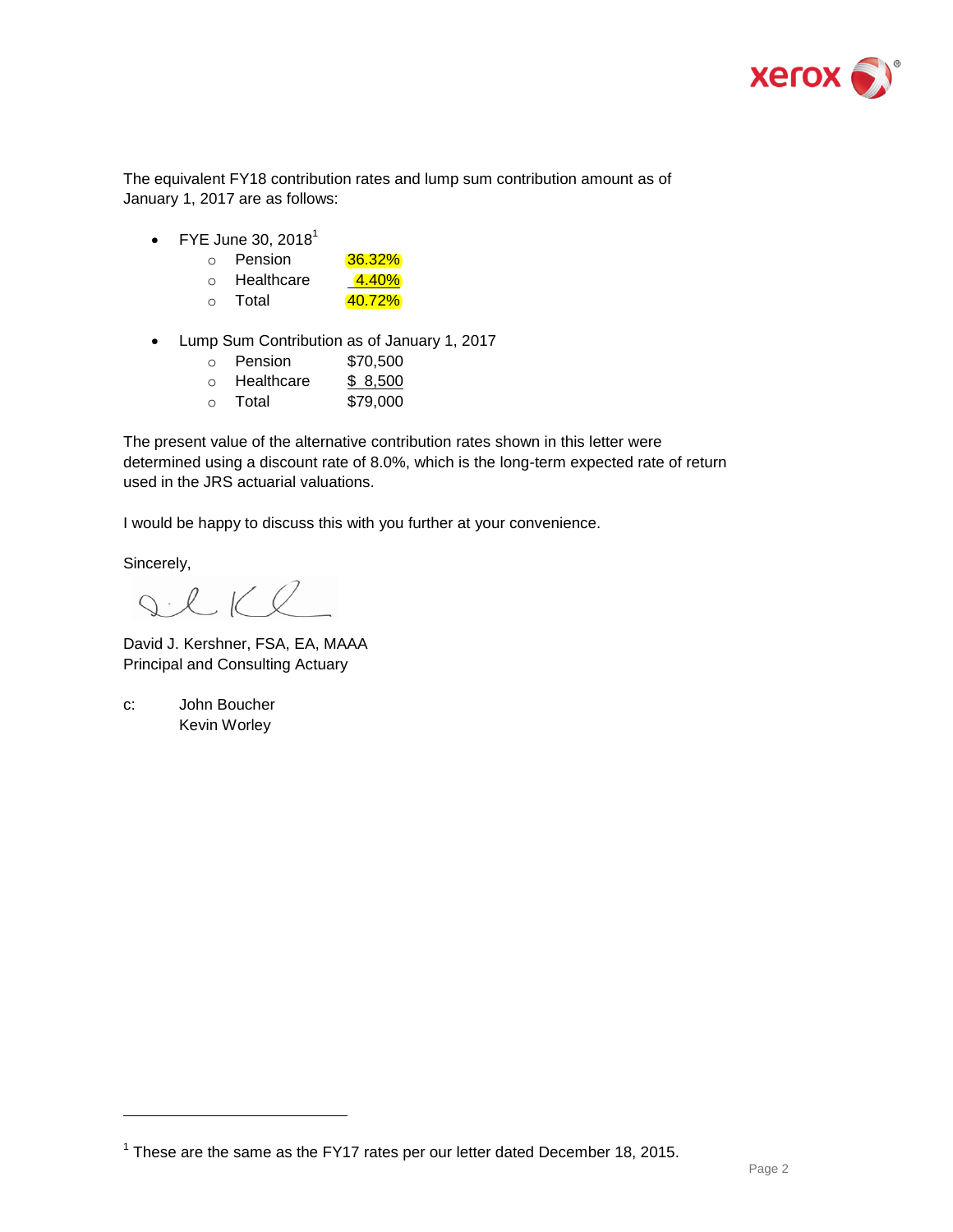The equivalent FY18 contribution rates and lump sum contribution amount as of January 1, 2017 are as follows:

- FYE June 30, 2018[1]
  - Pension 36.32%
  - Healthcare 4.40%
  - Total 40.72%

- Lump Sum Contribution as of January 1, 2017
  - Pension $70,500
  - Healthcare $ 8,500
  - Total $79,000

The present value of the alternative contribution rates shown in this letter were determined using a discount rate of 8.0%, which is the long-term expected rate of return used in the JRS actuarial valuations.

I would be happy to discuss this with you further at your convenience.

Sincerely,

David J. Kershner, FSA, EA, MAAA
Principal and Consulting Actuary

c: John Boucher
Kevin Worley

[1] These are the same as the FY17 rates per our letter dated December 18, 2015.